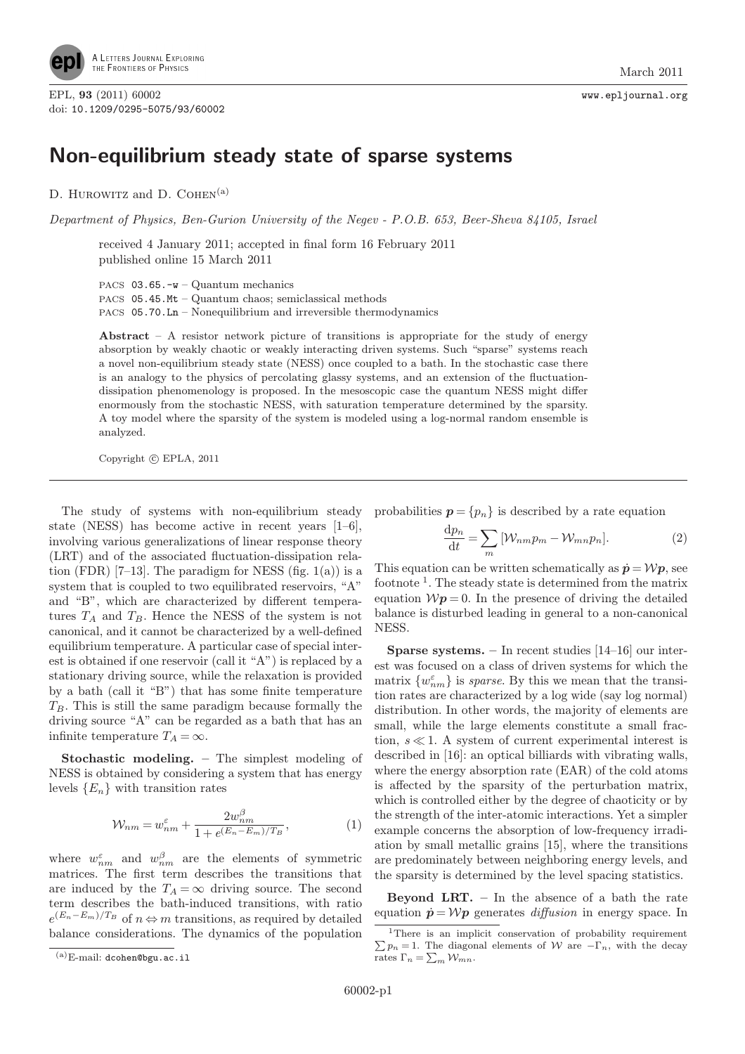# Non-equilibrium steady state of sparse systems

D. Hurowitz and D. Cohen[(a)]

*Department of Physics, Ben-Gurion University of the Negev - P.O.B. 653, Beer-Sheva 84105, Israel*

received 4 January 2011; accepted in final form 16 February 2011
published online 15 March 2011

PACS 03.65.-w – Quantum mechanics
PACS 05.45.Mt – Quantum chaos; semiclassical methods
PACS 05.70.Ln – Nonequilibrium and irreversible thermodynamics

**Abstract** – A resistor network picture of transitions is appropriate for the study of energy absorption by weakly chaotic or weakly interacting driven systems. Such "sparse" systems reach a novel non-equilibrium steady state (NESS) once coupled to a bath. In the stochastic case there is an analogy to the physics of percolating glassy systems, and an extension of the fluctuation-dissipation phenomenology is proposed. In the mesoscopic case the quantum NESS might differ enormously from the stochastic NESS, with saturation temperature determined by the sparsity. A toy model where the sparsity of the system is modeled using a log-normal random ensemble is analyzed.

Copyright © EPLA, 2011

The study of systems with non-equilibrium steady state (NESS) has become active in recent years [1–6], involving various generalizations of linear response theory (LRT) and of the associated fluctuation-dissipation relation (FDR) [7–13]. The paradigm for NESS (fig. 1(a)) is a system that is coupled to two equilibrated reservoirs, "A" and "B", which are characterized by different temperatures $T_A$ and $T_B$. Hence the NESS of the system is not canonical, and it cannot be characterized by a well-defined equilibrium temperature. A particular case of special interest is obtained if one reservoir (call it "A") is replaced by a stationary driving source, while the relaxation is provided by a bath (call it "B") that has some finite temperature $T_B$. This is still the same paradigm because formally the driving source "A" can be regarded as a bath that has an infinite temperature $T_A = \infty$.

**Stochastic modeling.** – The simplest modeling of NESS is obtained by considering a system that has energy levels $\{E_n\}$ with transition rates

$$\mathcal{W}_{nm} = w^{\varepsilon}_{nm} + \frac{2w^{\beta}_{nm}}{1+e^{(E_n-E_m)/T_B}}, \tag{1}$$

where $w^{\varepsilon}_{nm}$ and $w^{\beta}_{nm}$ are the elements of symmetric matrices. The first term describes the transitions that are induced by the $T_A = \infty$ driving source. The second term describes the bath-induced transitions, with ratio $e^{(E_n-E_m)/T_B}$ of $n \Leftrightarrow m$ transitions, as required by detailed balance considerations. The dynamics of the population probabilities $\boldsymbol{p} = \{p_n\}$ is described by a rate equation

$$\frac{\mathrm{d}p_n}{\mathrm{d}t} = \sum_m [\mathcal{W}_{nm}p_m - \mathcal{W}_{mn}p_n]. \tag{2}$$

This equation can be written schematically as $\dot{\boldsymbol{p}} = \mathcal{W}\boldsymbol{p}$, see footnote [1]. The steady state is determined from the matrix equation $\mathcal{W}\boldsymbol{p} = 0$. In the presence of driving the detailed balance is disturbed leading in general to a non-canonical NESS.

**Sparse systems.** – In recent studies [14–16] our interest was focused on a class of driven systems for which the matrix $\{w^{\varepsilon}_{nm}\}$ is *sparse*. By this we mean that the transition rates are characterized by a log wide (say log normal) distribution. In other words, the majority of elements are small, while the large elements constitute a small fraction, $s \ll 1$. A system of current experimental interest is described in [16]: an optical billiards with vibrating walls, where the energy absorption rate (EAR) of the cold atoms is affected by the sparsity of the perturbation matrix, which is controlled either by the degree of chaoticity or by the strength of the inter-atomic interactions. Yet a simpler example concerns the absorption of low-frequency irradiation by small metallic grains [15], where the transitions are predominately between neighboring energy levels, and the sparsity is determined by the level spacing statistics.

**Beyond LRT.** – In the absence of a bath the rate equation $\dot{\boldsymbol{p}} = \mathcal{W}\boldsymbol{p}$ generates *diffusion* in energy space. In

[1] There is an implicit conservation of probability requirement $\sum p_n = 1$. The diagonal elements of $\mathcal{W}$ are $-\Gamma_n$, with the decay rates $\Gamma_n = \sum_m \mathcal{W}_{mn}$.

[(a)] E-mail: dcohen@bgu.ac.il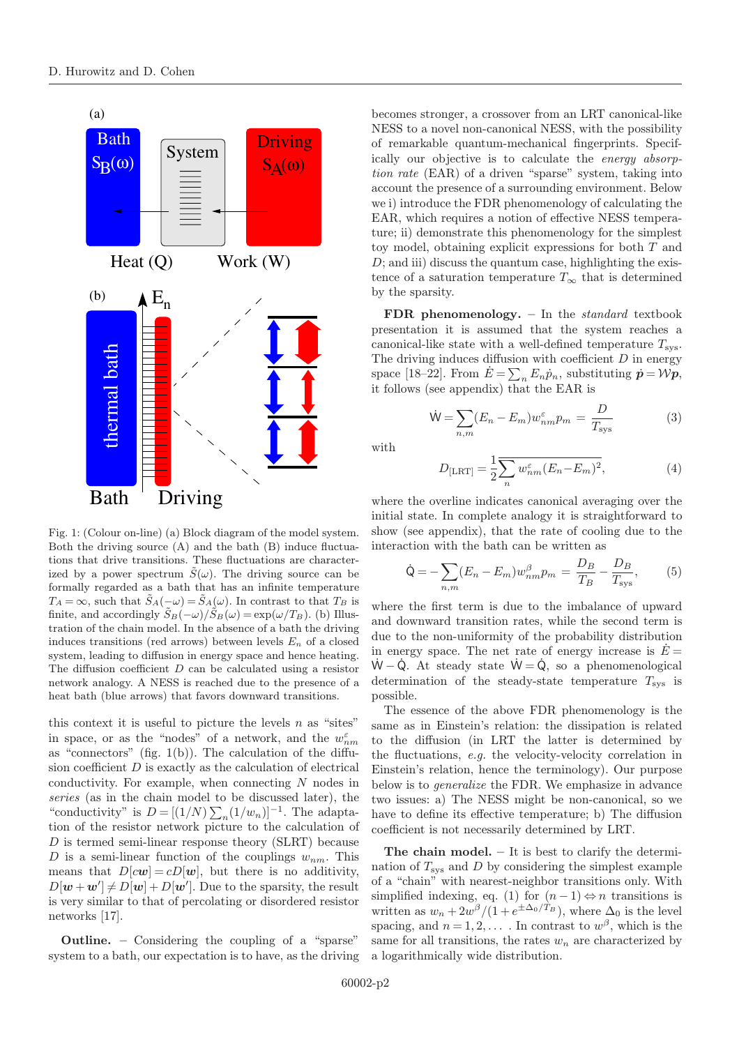Fig. 1: (Colour on-line) (a) Block diagram of the model system. Both the driving source (A) and the bath (B) induce fluctuations that drive transitions. These fluctuations are characterized by a power spectrum $\tilde{S}(\omega)$. The driving source can be formally regarded as a bath that has an infinite temperature $T_A = \infty$, such that $\tilde{S}_A(-\omega) = \tilde{S}_A(\omega)$. In contrast to that $T_B$ is finite, and accordingly $\tilde{S}_B(-\omega)/\tilde{S}_B(\omega) = \exp(\omega/T_B)$. (b) Illustration of the chain model. In the absence of a bath the driving induces transitions (red arrows) between levels $E_n$ of a closed system, leading to diffusion in energy space and hence heating. The diffusion coefficient $D$ can be calculated using a resistor network analogy. A NESS is reached due to the presence of a heat bath (blue arrows) that favors downward transitions.

this context it is useful to picture the levels $n$ as "sites" in space, or as the "nodes" of a network, and the $w_{nm}^{\varepsilon}$ as "connectors" (fig. 1(b)). The calculation of the diffusion coefficient $D$ is exactly as the calculation of electrical conductivity. For example, when connecting $N$ nodes in *series* (as in the chain model to be discussed later), the "conductivity" is $D = [(1/N)\sum_n (1/w_n)]^{-1}$. The adaptation of the resistor network picture to the calculation of $D$ is termed semi-linear response theory (SLRT) because $D$ is a semi-linear function of the couplings $w_{nm}$. This means that $D[c\boldsymbol{w}] = cD[\boldsymbol{w}]$, but there is no additivity, $D[\boldsymbol{w}+\boldsymbol{w}'] \neq D[\boldsymbol{w}] + D[\boldsymbol{w}']$. Due to the sparsity, the result is very similar to that of percolating or disordered resistor networks [17].

**Outline.** – Considering the coupling of a "sparse" system to a bath, our expectation is to have, as the driving becomes stronger, a crossover from an LRT canonical-like NESS to a novel non-canonical NESS, with the possibility of remarkable quantum-mechanical fingerprints. Specifically our objective is to calculate the *energy absorption rate* (EAR) of a driven "sparse" system, taking into account the presence of a surrounding environment. Below we i) introduce the FDR phenomenology of calculating the EAR, which requires a notion of effective NESS temperature; ii) demonstrate this phenomenology for the simplest toy model, obtaining explicit expressions for both $T$ and $D$; and iii) discuss the quantum case, highlighting the existence of a saturation temperature $T_\infty$ that is determined by the sparsity.

**FDR phenomenology.** – In the *standard* textbook presentation it is assumed that the system reaches a canonical-like state with a well-defined temperature $T_{\text{sys}}$. The driving induces diffusion with coefficient $D$ in energy space [18–22]. From $\dot{E} = \sum_n E_n \dot{p}_n$, substituting $\dot{\boldsymbol{p}} = \mathcal{W}\boldsymbol{p}$, it follows (see appendix) that the EAR is

$$\dot{\mathsf{W}} = \sum_{n,m} (E_n - E_m) w_{nm}^{\varepsilon} p_m = \frac{D}{T_{\text{sys}}} \tag{3}$$

with

$$D_{[\text{LRT}]} = \frac{1}{2}\overline{\sum_n w_{nm}^{\varepsilon}(E_n - E_m)^2}, \tag{4}$$

where the overline indicates canonical averaging over the initial state. In complete analogy it is straightforward to show (see appendix), that the rate of cooling due to the interaction with the bath can be written as

$$\dot{\mathsf{Q}} = -\sum_{n,m} (E_n - E_m) w_{nm}^{\beta} p_m = \frac{D_B}{T_B} - \frac{D_B}{T_{\text{sys}}}, \tag{5}$$

where the first term is due to the imbalance of upward and downward transition rates, while the second term is due to the non-uniformity of the probability distribution in energy space. The net rate of energy increase is $\dot{E} = \dot{\mathsf{W}} - \dot{\mathsf{Q}}$. At steady state $\dot{\mathsf{W}} = \dot{\mathsf{Q}}$, so a phenomenological determination of the steady-state temperature $T_{\text{sys}}$ is possible.

The essence of the above FDR phenomenology is the same as in Einstein's relation: the dissipation is related to the diffusion (in LRT the latter is determined by the fluctuations, *e.g.* the velocity-velocity correlation in Einstein's relation, hence the terminology). Our purpose below is to *generalize* the FDR. We emphasize in advance two issues: a) The NESS might be non-canonical, so we have to define its effective temperature; b) The diffusion coefficient is not necessarily determined by LRT.

**The chain model.** – It is best to clarify the determination of $T_{\text{sys}}$ and $D$ by considering the simplest example of a "chain" with nearest-neighbor transitions only. With simplified indexing, eq. (1) for $(n-1) \Leftrightarrow n$ transitions is written as $w_n + 2w^\beta/(1 + e^{\pm\Delta_0/T_B})$, where $\Delta_0$ is the level spacing, and $n = 1, 2, \ldots$ . In contrast to $w^\beta$, which is the same for all transitions, the rates $w_n$ are characterized by a logarithmically wide distribution.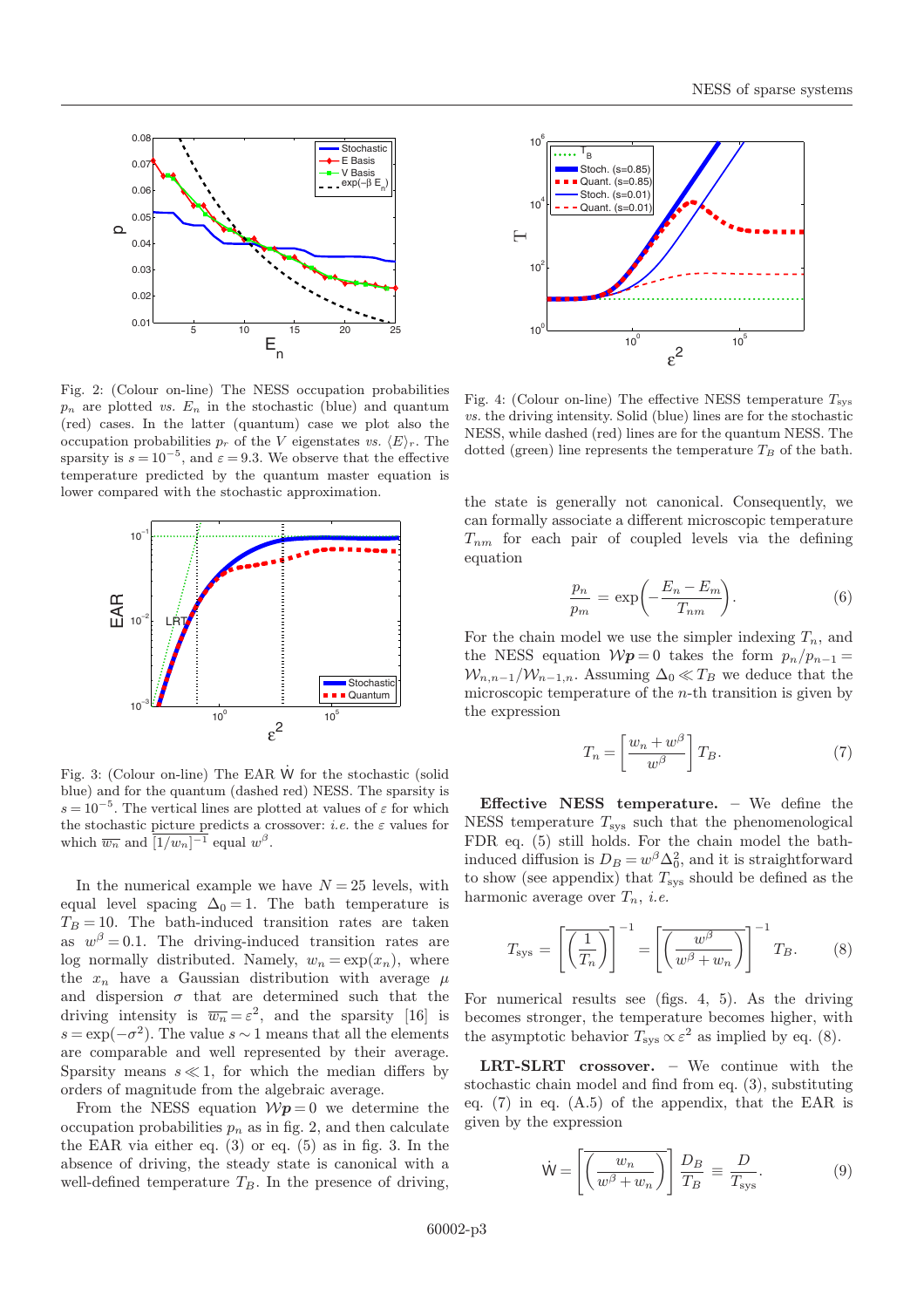Fig. 2: (Colour on-line) The NESS occupation probabilities $p_n$ are plotted *vs.* $E_n$ in the stochastic (blue) and quantum (red) cases. In the latter (quantum) case we plot also the occupation probabilities $p_r$ of the $V$ eigenstates *vs.* $\langle E \rangle_r$. The sparsity is $s = 10^{-5}$, and $\varepsilon = 9.3$. We observe that the effective temperature predicted by the quantum master equation is lower compared with the stochastic approximation.

Fig. 3: (Colour on-line) The EAR $\dot{W}$ for the stochastic (solid blue) and for the quantum (dashed red) NESS. The sparsity is $s = 10^{-5}$. The vertical lines are plotted at values of $\varepsilon$ for which the stochastic picture predicts a crossover: *i.e.* the $\varepsilon$ values for which $\overline{w_n}$ and $\overline{[1/w_n]}^{-1}$ equal $w^\beta$.

In the numerical example we have $N = 25$ levels, with equal level spacing $\Delta_0 = 1$. The bath temperature is $T_B = 10$. The bath-induced transition rates are taken as $w^\beta = 0.1$. The driving-induced transition rates are log normally distributed. Namely, $w_n = \exp(x_n)$, where the $x_n$ have a Gaussian distribution with average $\mu$ and dispersion $\sigma$ that are determined such that the driving intensity is $\overline{w_n} = \varepsilon^2$, and the sparsity [16] is $s = \exp(-\sigma^2)$. The value $s \sim 1$ means that all the elements are comparable and well represented by their average. Sparsity means $s \ll 1$, for which the median differs by orders of magnitude from the algebraic average.

From the NESS equation $\mathcal{W}\boldsymbol{p} = 0$ we determine the occupation probabilities $p_n$ as in fig. 2, and then calculate the EAR via either eq. (3) or eq. (5) as in fig. 3. In the absence of driving, the steady state is canonical with a well-defined temperature $T_B$. In the presence of driving, the state is generally not canonical. Consequently, we can formally associate a different microscopic temperature $T_{nm}$ for each pair of coupled levels via the defining equation

$$\frac{p_n}{p_m} = \exp\left(-\frac{E_n - E_m}{T_{nm}}\right). \tag{6}$$

For the chain model we use the simpler indexing $T_n$, and the NESS equation $\mathcal{W}\boldsymbol{p} = 0$ takes the form $p_n/p_{n-1} = \mathcal{W}_{n,n-1}/\mathcal{W}_{n-1,n}$. Assuming $\Delta_0 \ll T_B$ we deduce that the microscopic temperature of the $n$-th transition is given by the expression

$$T_n = \left[\frac{w_n + w^\beta}{w^\beta}\right] T_B. \tag{7}$$

Fig. 4: (Colour on-line) The effective NESS temperature $T_{\text{sys}}$ *vs.* the driving intensity. Solid (blue) lines are for the stochastic NESS, while dashed (red) lines are for the quantum NESS. The dotted (green) line represents the temperature $T_B$ of the bath.

**Effective NESS temperature.** – We define the NESS temperature $T_{\text{sys}}$ such that the phenomenological FDR eq. (5) still holds. For the chain model the bath-induced diffusion is $D_B = w^\beta \Delta_0^2$, and it is straightforward to show (see appendix) that $T_{\text{sys}}$ should be defined as the harmonic average over $T_n$, *i.e.*

$$T_{\text{sys}} = \left[\overline{\left(\frac{1}{T_n}\right)}\right]^{-1} = \left[\overline{\left(\frac{w^\beta}{w^\beta + w_n}\right)}\right]^{-1} T_B. \tag{8}$$

For numerical results see (figs. 4, 5). As the driving becomes stronger, the temperature becomes higher, with the asymptotic behavior $T_{\text{sys}} \propto \varepsilon^2$ as implied by eq. (8).

**LRT-SLRT crossover.** – We continue with the stochastic chain model and find from eq. (3), substituting eq. (7) in eq. (A.5) of the appendix, that the EAR is given by the expression

$$\dot{W} = \left[\overline{\left(\frac{w_n}{w^\beta + w_n}\right)}\right] \frac{D_B}{T_B} \equiv \frac{D}{T_{\text{sys}}}. \tag{9}$$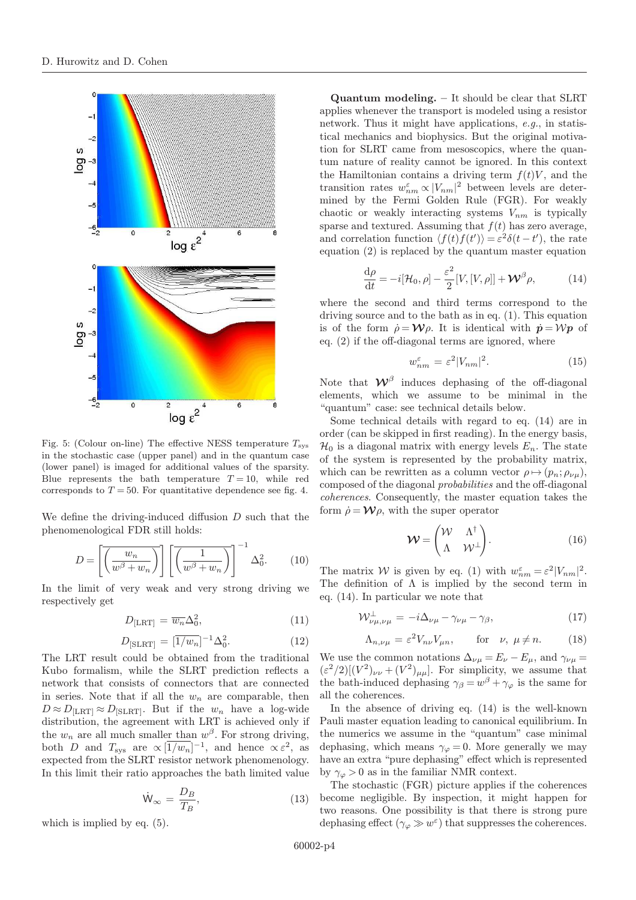Fig. 5: (Colour on-line) The effective NESS temperature $T_{\text{sys}}$ in the stochastic case (upper panel) and in the quantum case (lower panel) is imaged for additional values of the sparsity. Blue represents the bath temperature $T=10$, while red corresponds to $T=50$. For quantitative dependence see fig. 4.

We define the driving-induced diffusion $D$ such that the phenomenological FDR still holds:

$$D = \left[\overline{\left(\frac{w_n}{w^\beta + w_n}\right)}\right] \left[\overline{\left(\frac{1}{w^\beta + w_n}\right)}\right]^{-1} \Delta_0^2. \tag{10}$$

In the limit of very weak and very strong driving we respectively get

$$D_{[\text{LRT}]} = \overline{w_n} \Delta_0^2, \tag{11}$$

$$D_{[\text{SLRT}]} = [\overline{1/w_n}]^{-1} \Delta_0^2. \tag{12}$$

The LRT result could be obtained from the traditional Kubo formalism, while the SLRT prediction reflects a network that consists of connectors that are connected in series. Note that if all the $w_n$ are comparable, then $D \approx D_{[\text{LRT}]} \approx D_{[\text{SLRT}]}$. But if the $w_n$ have a log-wide distribution, the agreement with LRT is achieved only if the $w_n$ are all much smaller than $w^\beta$. For strong driving, both $D$ and $T_{\text{sys}}$ are $\propto [\overline{1/w_n}]^{-1}$, and hence $\propto \varepsilon^2$, as expected from the SLRT resistor network phenomenology. In this limit their ratio approaches the bath limited value

$$\dot{\mathsf{W}}_\infty = \frac{D_B}{T_B}, \tag{13}$$

which is implied by eq. (5).

**Quantum modeling.** – It should be clear that SLRT applies whenever the transport is modeled using a resistor network. Thus it might have applications, *e.g.*, in statistical mechanics and biophysics. But the original motivation for SLRT came from mesoscopics, where the quantum nature of reality cannot be ignored. In this context the Hamiltonian contains a driving term $f(t)V$, and the transition rates $w_{nm}^\varepsilon \propto |V_{nm}|^2$ between levels are determined by the Fermi Golden Rule (FGR). For weakly chaotic or weakly interacting systems $V_{nm}$ is typically sparse and textured. Assuming that $f(t)$ has zero average, and correlation function $\langle f(t)f(t')\rangle = \varepsilon^2\delta(t-t')$, the rate equation (2) is replaced by the quantum master equation

$$\frac{\mathrm{d}\rho}{\mathrm{d}t} = -i[\mathcal{H}_0, \rho] - \frac{\varepsilon^2}{2}[V,[V,\rho]] + \boldsymbol{\mathcal{W}}^\beta \rho, \tag{14}$$

where the second and third terms correspond to the driving source and to the bath as in eq. (1). This equation is of the form $\dot{\rho} = \boldsymbol{\mathcal{W}}\rho$. It is identical with $\dot{\boldsymbol{p}} = \mathcal{W}\boldsymbol{p}$ of eq. (2) if the off-diagonal terms are ignored, where

$$w_{nm}^\varepsilon = \varepsilon^2 |V_{nm}|^2. \tag{15}$$

Note that $\boldsymbol{\mathcal{W}}^\beta$ induces dephasing of the off-diagonal elements, which we assume to be minimal in the "quantum" case: see technical details below.

Some technical details with regard to eq. (14) are in order (can be skipped in first reading). In the energy basis, $\mathcal{H}_0$ is a diagonal matrix with energy levels $E_n$. The state of the system is represented by the probability matrix, which can be rewritten as a column vector $\rho \mapsto (p_n; \rho_{\nu\mu})$, composed of the diagonal *probabilities* and the off-diagonal *coherences*. Consequently, the master equation takes the form $\dot{\rho} = \boldsymbol{\mathcal{W}}\rho$, with the super operator

$$\boldsymbol{\mathcal{W}} = \begin{pmatrix} \mathcal{W} & \Lambda^\dagger \\ \Lambda & \mathcal{W}^\perp \end{pmatrix}. \tag{16}$$

The matrix $\mathcal{W}$ is given by eq. (1) with $w_{nm}^\varepsilon = \varepsilon^2 |V_{nm}|^2$. The definition of $\Lambda$ is implied by the second term in eq. (14). In particular we note that

$$\mathcal{W}^\perp_{\nu\mu,\nu\mu} = -i\Delta_{\nu\mu} - \gamma_{\nu\mu} - \gamma_\beta, \tag{17}$$

$$\Lambda_{n,\nu\mu} = \varepsilon^2 V_{n\nu} V_{\mu n}, \qquad \text{for} \quad \nu,\ \mu \neq n. \tag{18}$$

We use the common notations $\Delta_{\nu\mu} = E_\nu - E_\mu$, and $\gamma_{\nu\mu} = (\varepsilon^2/2)[(V^2)_{\nu\nu} + (V^2)_{\mu\mu}]$. For simplicity, we assume that the bath-induced dephasing $\gamma_\beta = w^\beta + \gamma_\varphi$ is the same for all the coherences.

In the absence of driving eq. (14) is the well-known Pauli master equation leading to canonical equilibrium. In the numerics we assume in the "quantum" case minimal dephasing, which means $\gamma_\varphi = 0$. More generally we may have an extra "pure dephasing" effect which is represented by $\gamma_\varphi > 0$ as in the familiar NMR context.

The stochastic (FGR) picture applies if the coherences become negligible. By inspection, it might happen for two reasons. One possibility is that there is strong pure dephasing effect ($\gamma_\varphi \gg w^\varepsilon$) that suppresses the coherences.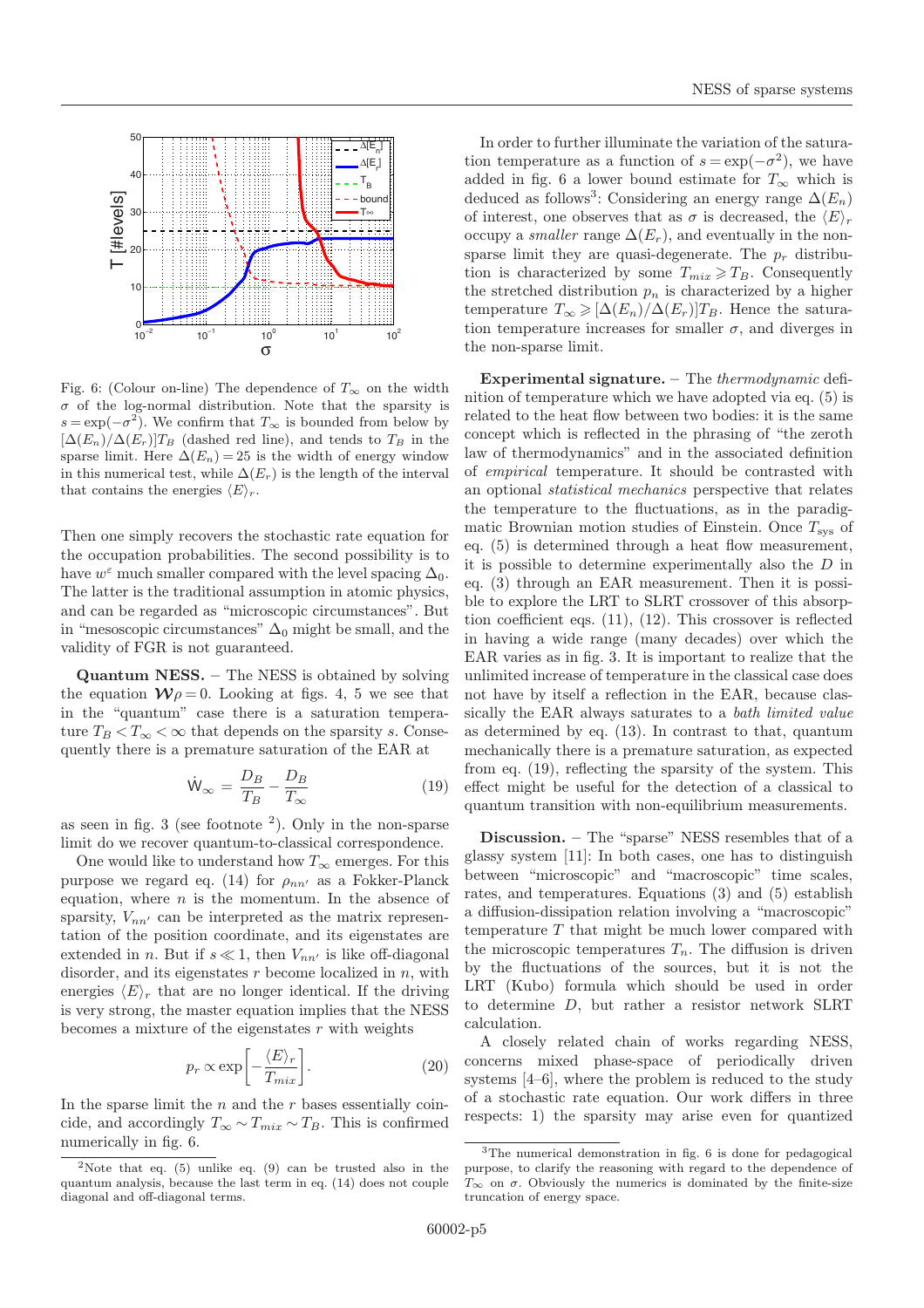Fig. 6: (Colour on-line) The dependence of $T_\infty$ on the width $\sigma$ of the log-normal distribution. Note that the sparsity is $s = \exp(-\sigma^2)$. We confirm that $T_\infty$ is bounded from below by $[\Delta(E_n)/\Delta(E_r)]T_B$ (dashed red line), and tends to $T_B$ in the sparse limit. Here $\Delta(E_n) = 25$ is the width of energy window in this numerical test, while $\Delta(E_r)$ is the length of the interval that contains the energies $\langle E \rangle_r$.

Then one simply recovers the stochastic rate equation for the occupation probabilities. The second possibility is to have $w^\varepsilon$ much smaller compared with the level spacing $\Delta_0$. The latter is the traditional assumption in atomic physics, and can be regarded as "microscopic circumstances". But in "mesoscopic circumstances" $\Delta_0$ might be small, and the validity of FGR is not guaranteed.

**Quantum NESS.** – The NESS is obtained by solving the equation $\boldsymbol{\mathcal{W}}\rho = 0$. Looking at figs. 4, 5 we see that in the "quantum" case there is a saturation temperature $T_B < T_\infty < \infty$ that depends on the sparsity $s$. Consequently there is a premature saturation of the EAR at

$$\dot{\mathrm{W}}_\infty = \frac{D_B}{T_B} - \frac{D_B}{T_\infty} \tag{19}$$

as seen in fig. 3 (see footnote [2]). Only in the non-sparse limit do we recover quantum-to-classical correspondence.

One would like to understand how $T_\infty$ emerges. For this purpose we regard eq. (14) for $\rho_{nn'}$ as a Fokker-Planck equation, where $n$ is the momentum. In the absence of sparsity, $V_{nn'}$ can be interpreted as the matrix representation of the position coordinate, and its eigenstates are extended in $n$. But if $s \ll 1$, then $V_{nn'}$ is like off-diagonal disorder, and its eigenstates $r$ become localized in $n$, with energies $\langle E \rangle_r$ that are no longer identical. If the driving is very strong, the master equation implies that the NESS becomes a mixture of the eigenstates $r$ with weights

$$p_r \propto \exp\left[-\frac{\langle E \rangle_r}{T_{mix}}\right]. \tag{20}$$

In the sparse limit the $n$ and the $r$ bases essentially coincide, and accordingly $T_\infty \sim T_{mix} \sim T_B$. This is confirmed numerically in fig. 6.

In order to further illuminate the variation of the saturation temperature as a function of $s = \exp(-\sigma^2)$, we have added in fig. 6 a lower bound estimate for $T_\infty$ which is deduced as follows[3]: Considering an energy range $\Delta(E_n)$ of interest, one observes that as $\sigma$ is decreased, the $\langle E \rangle_r$ occupy a *smaller* range $\Delta(E_r)$, and eventually in the non-sparse limit they are quasi-degenerate. The $p_r$ distribution is characterized by some $T_{mix} \geqslant T_B$. Consequently the stretched distribution $p_n$ is characterized by a higher temperature $T_\infty \geqslant [\Delta(E_n)/\Delta(E_r)]T_B$. Hence the saturation temperature increases for smaller $\sigma$, and diverges in the non-sparse limit.

**Experimental signature.** – The *thermodynamic* definition of temperature which we have adopted via eq. (5) is related to the heat flow between two bodies: it is the same concept which is reflected in the phrasing of "the zeroth law of thermodynamics" and in the associated definition of *empirical* temperature. It should be contrasted with an optional *statistical mechanics* perspective that relates the temperature to the fluctuations, as in the paradigmatic Brownian motion studies of Einstein. Once $T_{\rm sys}$ of eq. (5) is determined through a heat flow measurement, it is possible to determine experimentally also the $D$ in eq. (3) through an EAR measurement. Then it is possible to explore the LRT to SLRT crossover of this absorption coefficient eqs. (11), (12). This crossover is reflected in having a wide range (many decades) over which the EAR varies as in fig. 3. It is important to realize that the unlimited increase of temperature in the classical case does not have by itself a reflection in the EAR, because classically the EAR always saturates to a *bath limited value* as determined by eq. (13). In contrast to that, quantum mechanically there is a premature saturation, as expected from eq. (19), reflecting the sparsity of the system. This effect might be useful for the detection of a classical to quantum transition with non-equilibrium measurements.

**Discussion.** – The "sparse" NESS resembles that of a glassy system [11]: In both cases, one has to distinguish between "microscopic" and "macroscopic" time scales, rates, and temperatures. Equations (3) and (5) establish a diffusion-dissipation relation involving a "macroscopic" temperature $T$ that might be much lower compared with the microscopic temperatures $T_n$. The diffusion is driven by the fluctuations of the sources, but it is not the LRT (Kubo) formula which should be used in order to determine $D$, but rather a resistor network SLRT calculation.

A closely related chain of works regarding NESS, concerns mixed phase-space of periodically driven systems [4–6], where the problem is reduced to the study of a stochastic rate equation. Our work differs in three respects: 1) the sparsity may arise even for quantized

[2]Note that eq. (5) unlike eq. (9) can be trusted also in the quantum analysis, because the last term in eq. (14) does not couple diagonal and off-diagonal terms.

[3]The numerical demonstration in fig. 6 is done for pedagogical purpose, to clarify the reasoning with regard to the dependence of $T_\infty$ on $\sigma$. Obviously the numerics is dominated by the finite-size truncation of energy space.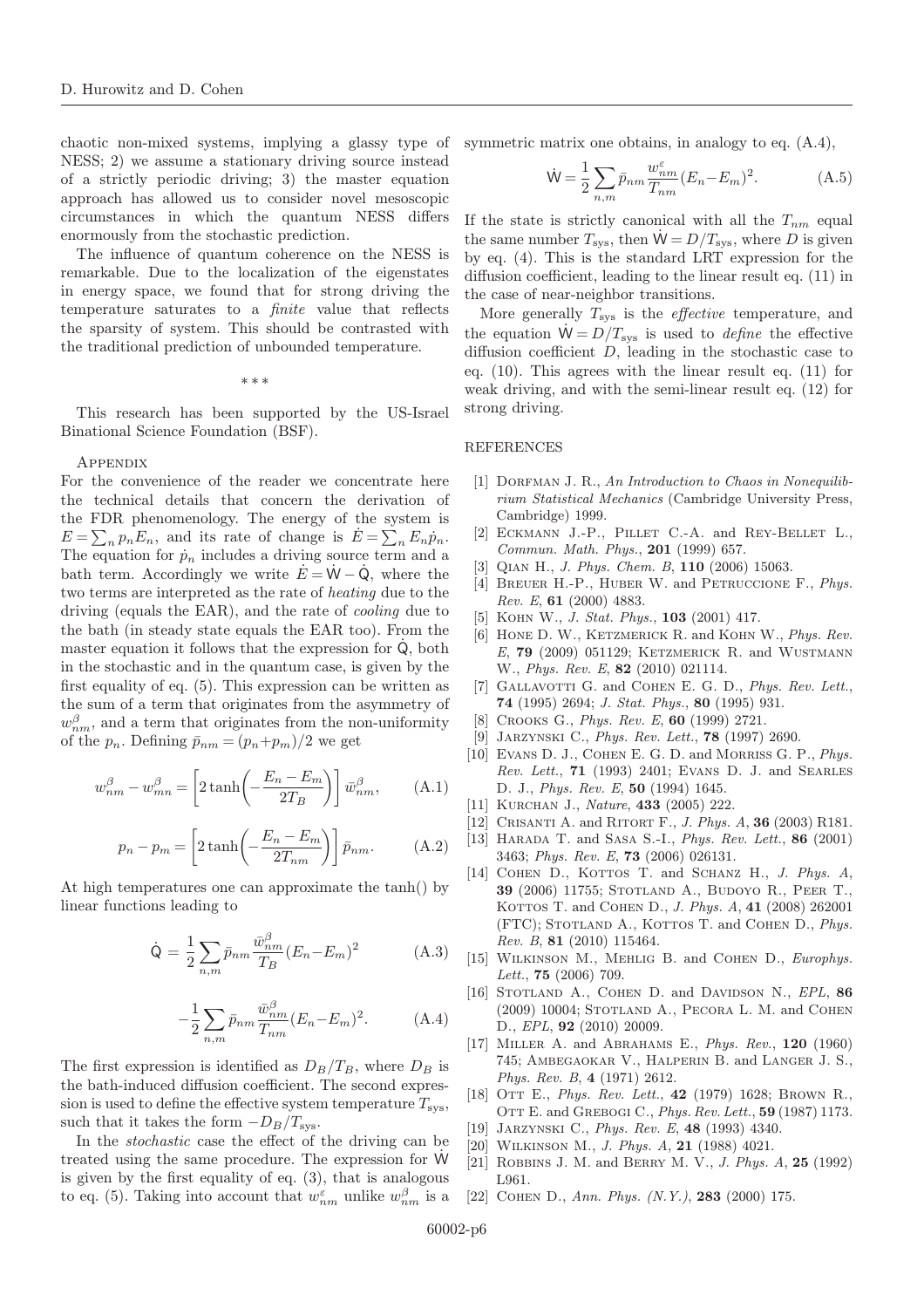chaotic non-mixed systems, implying a glassy type of NESS; 2) we assume a stationary driving source instead of a strictly periodic driving; 3) the master equation approach has allowed us to consider novel mesoscopic circumstances in which the quantum NESS differs enormously from the stochastic prediction.

The influence of quantum coherence on the NESS is remarkable. Due to the localization of the eigenstates in energy space, we found that for strong driving the temperature saturates to a *finite* value that reflects the sparsity of system. This should be contrasted with the traditional prediction of unbounded temperature.

\* \* \*

This research has been supported by the US-Israel Binational Science Foundation (BSF).

## Appendix

For the convenience of the reader we concentrate here the technical details that concern the derivation of the FDR phenomenology. The energy of the system is $E = \sum_n p_n E_n$, and its rate of change is $\dot{E} = \sum_n E_n \dot{p}_n$. The equation for $\dot{p}_n$ includes a driving source term and a bath term. Accordingly we write $\dot{E} = \dot{\mathsf{W}} - \dot{\mathsf{Q}}$, where the two terms are interpreted as the rate of *heating* due to the driving (equals the EAR), and the rate of *cooling* due to the bath (in steady state equals the EAR too). From the master equation it follows that the expression for $\dot{\mathsf{Q}}$, both in the stochastic and in the quantum case, is given by the first equality of eq. (5). This expression can be written as the sum of a term that originates from the asymmetry of $w^{\beta}_{nm}$, and a term that originates from the non-uniformity of the $p_n$. Defining $\bar{p}_{nm} = (p_n + p_m)/2$ we get

$$w^{\beta}_{nm} - w^{\beta}_{mn} = \left[2\tanh\left(-\frac{E_n - E_m}{2T_B}\right)\right]\bar{w}^{\beta}_{nm}, \qquad \text{(A.1)}$$

$$p_n - p_m = \left[2\tanh\left(-\frac{E_n - E_m}{2T_{nm}}\right)\right]\bar{p}_{nm}. \qquad \text{(A.2)}$$

At high temperatures one can approximate the tanh() by linear functions leading to

$$\dot{\mathsf{Q}} = \frac{1}{2}\sum_{n,m}\bar{p}_{nm}\frac{\bar{w}^{\beta}_{nm}}{T_B}(E_n - E_m)^2 \qquad \text{(A.3)}$$

$$-\frac{1}{2}\sum_{n,m}\bar{p}_{nm}\frac{\bar{w}^{\beta}_{nm}}{T_{nm}}(E_n - E_m)^2. \qquad \text{(A.4)}$$

The first expression is identified as $D_B/T_B$, where $D_B$ is the bath-induced diffusion coefficient. The second expression is used to define the effective system temperature $T_{\text{sys}}$, such that it takes the form $-D_B/T_{\text{sys}}$.

In the *stochastic* case the effect of the driving can be treated using the same procedure. The expression for $\dot{\mathsf{W}}$ is given by the first equality of eq. (3), that is analogous to eq. (5). Taking into account that $w^{\varepsilon}_{nm}$ unlike $w^{\beta}_{nm}$ is a symmetric matrix one obtains, in analogy to eq. (A.4),

$$\dot{\mathsf{W}} = \frac{1}{2}\sum_{n,m}\bar{p}_{nm}\frac{w^{\varepsilon}_{nm}}{T_{nm}}(E_n - E_m)^2. \qquad \text{(A.5)}$$

If the state is strictly canonical with all the $T_{nm}$ equal the same number $T_{\text{sys}}$, then $\dot{\mathsf{W}} = D/T_{\text{sys}}$, where $D$ is given by eq. (4). This is the standard LRT expression for the diffusion coefficient, leading to the linear result eq. (11) in the case of near-neighbor transitions.

More generally $T_{\text{sys}}$ is the *effective* temperature, and the equation $\dot{\mathsf{W}} = D/T_{\text{sys}}$ is used to *define* the effective diffusion coefficient $D$, leading in the stochastic case to eq. (10). This agrees with the linear result eq. (11) for weak driving, and with the semi-linear result eq. (12) for strong driving.

## References

[1] Dorfman J. R., *An Introduction to Chaos in Nonequilibrium Statistical Mechanics* (Cambridge University Press, Cambridge) 1999.

[2] Eckmann J.-P., Pillet C.-A. and Rey-Bellet L., *Commun. Math. Phys.*, **201** (1999) 657.

[3] Qian H., *J. Phys. Chem. B*, **110** (2006) 15063.

[4] Breuer H.-P., Huber W. and Petruccione F., *Phys. Rev. E*, **61** (2000) 4883.

[5] Kohn W., *J. Stat. Phys.*, **103** (2001) 417.

[6] Hone D. W., Ketzmerick R. and Kohn W., *Phys. Rev. E*, **79** (2009) 051129; Ketzmerick R. and Wustmann W., *Phys. Rev. E*, **82** (2010) 021114.

[7] Gallavotti G. and Cohen E. G. D., *Phys. Rev. Lett.*, **74** (1995) 2694; *J. Stat. Phys.*, **80** (1995) 931.

[8] Crooks G., *Phys. Rev. E*, **60** (1999) 2721.

[9] Jarzynski C., *Phys. Rev. Lett.*, **78** (1997) 2690.

[10] Evans D. J., Cohen E. G. D. and Morriss G. P., *Phys. Rev. Lett.*, **71** (1993) 2401; Evans D. J. and Searles D. J., *Phys. Rev. E*, **50** (1994) 1645.

[11] Kurchan J., *Nature*, **433** (2005) 222.

[12] Crisanti A. and Ritort F., *J. Phys. A*, **36** (2003) R181.

[13] Harada T. and Sasa S.-I., *Phys. Rev. Lett.*, **86** (2001) 3463; *Phys. Rev. E*, **73** (2006) 026131.

[14] Cohen D., Kottos T. and Schanz H., *J. Phys. A*, **39** (2006) 11755; Stotland A., Budoyo R., Peer T., Kottos T. and Cohen D., *J. Phys. A*, **41** (2008) 262001 (FTC); Stotland A., Kottos T. and Cohen D., *Phys. Rev. B*, **81** (2010) 115464.

[15] Wilkinson M., Mehlig B. and Cohen D., *Europhys. Lett.*, **75** (2006) 709.

[16] Stotland A., Cohen D. and Davidson N., *EPL*, **86** (2009) 10004; Stotland A., Pecora L. M. and Cohen D., *EPL*, **92** (2010) 20009.

[17] Miller A. and Abrahams E., *Phys. Rev.*, **120** (1960) 745; Ambegaokar V., Halperin B. and Langer J. S., *Phys. Rev. B*, **4** (1971) 2612.

[18] Ott E., *Phys. Rev. Lett.*, **42** (1979) 1628; Brown R., Ott E. and Grebogi C., *Phys. Rev. Lett.*, **59** (1987) 1173.

[19] Jarzynski C., *Phys. Rev. E*, **48** (1993) 4340.

[20] Wilkinson M., *J. Phys. A*, **21** (1988) 4021.

[21] Robbins J. M. and Berry M. V., *J. Phys. A*, **25** (1992) L961.

[22] Cohen D., *Ann. Phys. (N.Y.)*, **283** (2000) 175.